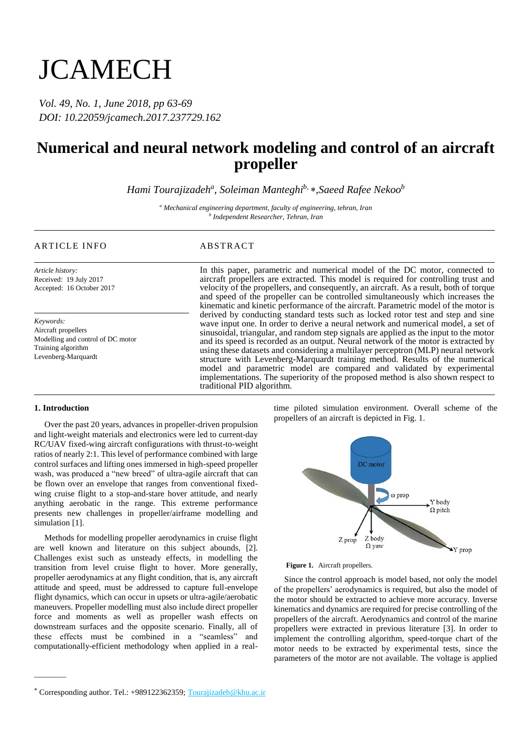# JCAMECH

*Vol. 49, No. 1, June 2018, pp 63-69*
*DOI: 10.22059/jcamech.2017.237729.162*

# Numerical and neural network modeling and control of an aircraft propeller

*Hami Tourajizadeh[a], Soleiman Manteghi[b, ∗], Saeed Rafee Nekoo[b]*

[a] *Mechanical engineering department, faculty of engineering, tehran, Iran*
[b] *Independent Researcher, Tehran, Iran*

## ARTICLE INFO

*Article history:*
Received: 19 July 2017
Accepted: 16 October 2017

*Keywords:*
Aircraft propellers
Modelling and control of DC motor
Training algorithm
Levenberg-Marquardt

## ABSTRACT

In this paper, parametric and numerical model of the DC motor, connected to aircraft propellers are extracted. This model is required for controlling trust and velocity of the propellers, and consequently, an aircraft. As a result, both of torque and speed of the propeller can be controlled simultaneously which increases the kinematic and kinetic performance of the aircraft. Parametric model of the motor is derived by conducting standard tests such as locked rotor test and step and sine wave input one. In order to derive a neural network and numerical model, a set of sinusoidal, triangular, and random step signals are applied as the input to the motor and its speed is recorded as an output. Neural network of the motor is extracted by using these datasets and considering a multilayer perceptron (MLP) neural network structure with Levenberg-Marquardt training method. Results of the numerical model and parametric model are compared and validated by experimental implementations. The superiority of the proposed method is also shown respect to traditional PID algorithm.

## 1. Introduction

Over the past 20 years, advances in propeller-driven propulsion and light-weight materials and electronics were led to current-day RC/UAV fixed-wing aircraft configurations with thrust-to-weight ratios of nearly 2:1. This level of performance combined with large control surfaces and lifting ones immersed in high-speed propeller wash, was produced a "new breed" of ultra-agile aircraft that can be flown over an envelope that ranges from conventional fixed-wing cruise flight to a stop-and-stare hover attitude, and nearly anything aerobatic in the range. This extreme performance presents new challenges in propeller/airframe modelling and simulation [1].

Methods for modelling propeller aerodynamics in cruise flight are well known and literature on this subject abounds, [2]. Challenges exist such as unsteady effects, in modelling the transition from level cruise flight to hover. More generally, propeller aerodynamics at any flight condition, that is, any aircraft attitude and speed, must be addressed to capture full-envelope flight dynamics, which can occur in upsets or ultra-agile/aerobatic maneuvers. Propeller modelling must also include direct propeller force and moments as well as propeller wash effects on downstream surfaces and the opposite scenario. Finally, all of these effects must be combined in a "seamless" and computationally-efficient methodology when applied in a real-time piloted simulation environment. Overall scheme of the propellers of an aircraft is depicted in Fig. 1.

**Figure 1.** Aircraft propellers.

Since the control approach is model based, not only the model of the propellers' aerodynamics is required, but also the model of the motor should be extracted to achieve more accuracy. Inverse kinematics and dynamics are required for precise controlling of the propellers of the aircraft. Aerodynamics and control of the marine propellers were extracted in previous literature [3]. In order to implement the controlling algorithm, speed-torque chart of the motor needs to be extracted by experimental tests, since the parameters of the motor are not available. The voltage is applied

[∗] Corresponding author. Tel.: +989122362359; Tourajizadeh@khu.ac.ir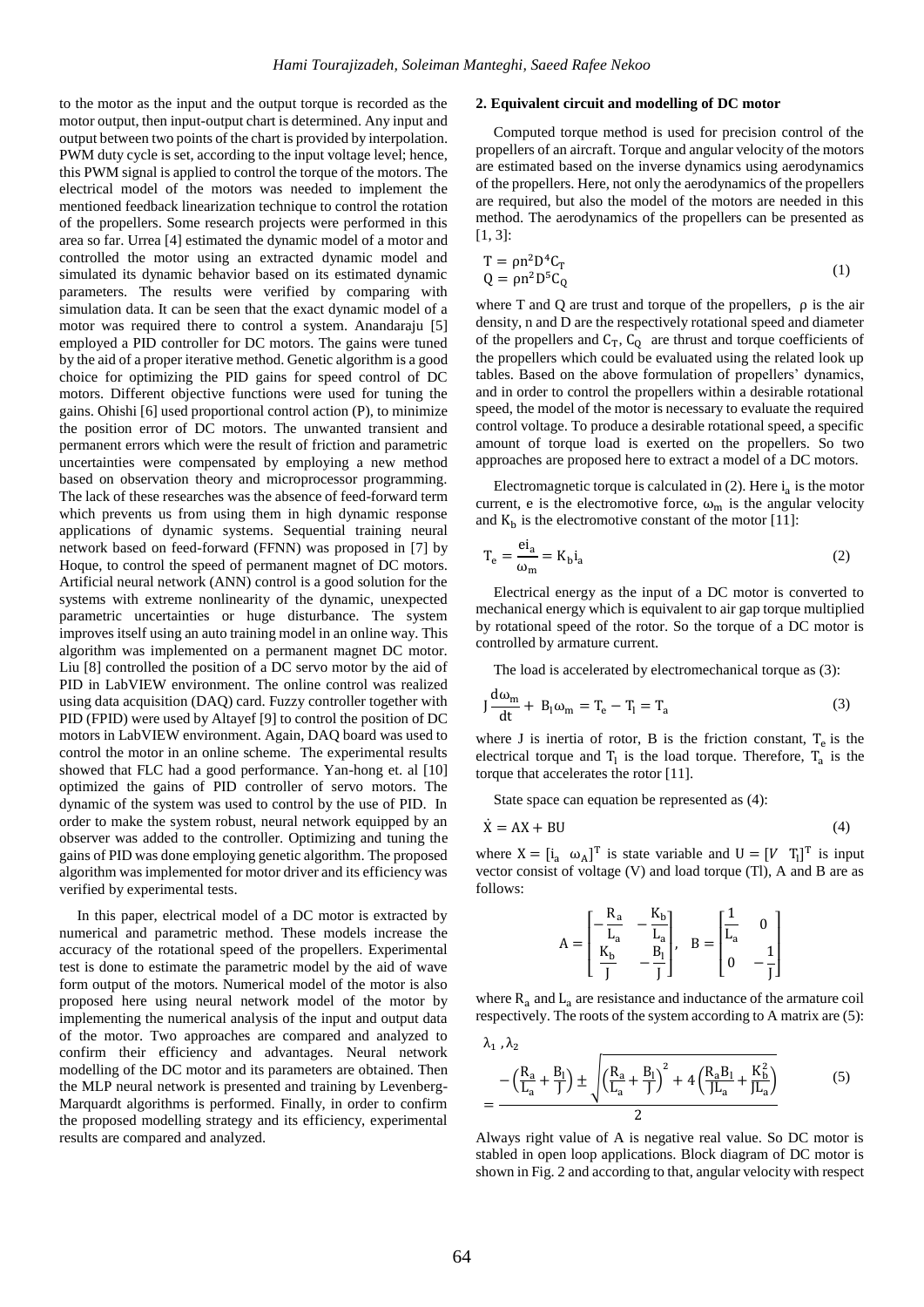to the motor as the input and the output torque is recorded as the motor output, then input-output chart is determined. Any input and output between two points of the chart is provided by interpolation. PWM duty cycle is set, according to the input voltage level; hence, this PWM signal is applied to control the torque of the motors. The electrical model of the motors was needed to implement the mentioned feedback linearization technique to control the rotation of the propellers. Some research projects were performed in this area so far. Urrea [4] estimated the dynamic model of a motor and controlled the motor using an extracted dynamic model and simulated its dynamic behavior based on its estimated dynamic parameters. The results were verified by comparing with simulation data. It can be seen that the exact dynamic model of a motor was required there to control a system. Anandaraju [5] employed a PID controller for DC motors. The gains were tuned by the aid of a proper iterative method. Genetic algorithm is a good choice for optimizing the PID gains for speed control of DC motors. Different objective functions were used for tuning the gains. Ohishi [6] used proportional control action (P), to minimize the position error of DC motors. The unwanted transient and permanent errors which were the result of friction and parametric uncertainties were compensated by employing a new method based on observation theory and microprocessor programming. The lack of these researches was the absence of feed-forward term which prevents us from using them in high dynamic response applications of dynamic systems. Sequential training neural network based on feed-forward (FFNN) was proposed in [7] by Hoque, to control the speed of permanent magnet of DC motors. Artificial neural network (ANN) control is a good solution for the systems with extreme nonlinearity of the dynamic, unexpected parametric uncertainties or huge disturbance. The system improves itself using an auto training model in an online way. This algorithm was implemented on a permanent magnet DC motor. Liu [8] controlled the position of a DC servo motor by the aid of PID in LabVIEW environment. The online control was realized using data acquisition (DAQ) card. Fuzzy controller together with PID (FPID) were used by Altayef [9] to control the position of DC motors in LabVIEW environment. Again, DAQ board was used to control the motor in an online scheme. The experimental results showed that FLC had a good performance. Yan-hong et. al [10] optimized the gains of PID controller of servo motors. The dynamic of the system was used to control by the use of PID. In order to make the system robust, neural network equipped by an observer was added to the controller. Optimizing and tuning the gains of PID was done employing genetic algorithm. The proposed algorithm was implemented for motor driver and its efficiency was verified by experimental tests.

In this paper, electrical model of a DC motor is extracted by numerical and parametric method. These models increase the accuracy of the rotational speed of the propellers. Experimental test is done to estimate the parametric model by the aid of wave form output of the motors. Numerical model of the motor is also proposed here using neural network model of the motor by implementing the numerical analysis of the input and output data of the motor. Two approaches are compared and analyzed to confirm their efficiency and advantages. Neural network modelling of the DC motor and its parameters are obtained. Then the MLP neural network is presented and training by Levenberg-Marquardt algorithms is performed. Finally, in order to confirm the proposed modelling strategy and its efficiency, experimental results are compared and analyzed.

## 2. Equivalent circuit and modelling of DC motor

Computed torque method is used for precision control of the propellers of an aircraft. Torque and angular velocity of the motors are estimated based on the inverse dynamics using aerodynamics of the propellers. Here, not only the aerodynamics of the propellers are required, but also the model of the motors are needed in this method. The aerodynamics of the propellers can be presented as [1, 3]:

$$\begin{aligned} T &= \rho n^2 D^4 C_T \\ Q &= \rho n^2 D^5 C_Q \end{aligned} \tag{1}$$

where T and Q are trust and torque of the propellers, $\rho$ is the air density, n and D are the respectively rotational speed and diameter of the propellers and $C_T$, $C_Q$ are thrust and torque coefficients of the propellers which could be evaluated using the related look up tables. Based on the above formulation of propellers' dynamics, and in order to control the propellers within a desirable rotational speed, the model of the motor is necessary to evaluate the required control voltage. To produce a desirable rotational speed, a specific amount of torque load is exerted on the propellers. So two approaches are proposed here to extract a model of a DC motors.

Electromagnetic torque is calculated in (2). Here $i_a$ is the motor current, e is the electromotive force, $\omega_m$ is the angular velocity and $K_b$ is the electromotive constant of the motor [11]:

$$T_e = \frac{e i_a}{\omega_m} = K_b i_a \tag{2}$$

Electrical energy as the input of a DC motor is converted to mechanical energy which is equivalent to air gap torque multiplied by rotational speed of the rotor. So the torque of a DC motor is controlled by armature current.

The load is accelerated by electromechanical torque as (3):

$$J\frac{d\omega_m}{dt} + B_l \omega_m = T_e - T_l = T_a \tag{3}$$

where J is inertia of rotor, B is the friction constant, $T_e$ is the electrical torque and $T_l$ is the load torque. Therefore, $T_a$ is the torque that accelerates the rotor [11].

State space can equation be represented as (4):

$$\dot{X} = AX + BU \tag{4}$$

where $X = [i_a \quad \omega_A]^T$ is state variable and $U = [V \quad T_l]^T$ is input vector consist of voltage (V) and load torque (Tl), A and B are as follows:

$$A = \begin{bmatrix} -\frac{R_a}{L_a} & -\frac{K_b}{L_a} \\ \frac{K_b}{J} & -\frac{B_l}{J} \end{bmatrix}, \quad B = \begin{bmatrix} \frac{1}{L_a} & 0 \\ 0 & -\frac{1}{J} \end{bmatrix}$$

where $R_a$ and $L_a$ are resistance and inductance of the armature coil respectively. The roots of the system according to A matrix are (5):

$$\lambda_1, \lambda_2 = \frac{-\left(\frac{R_a}{L_a} + \frac{B_l}{J}\right) \pm \sqrt{\left(\frac{R_a}{L_a} + \frac{B_l}{J}\right)^2 + 4\left(\frac{R_a B_l}{J L_a} + \frac{K_b^2}{J L_a}\right)}}{2} \tag{5}$$

Always right value of A is negative real value. So DC motor is stabled in open loop applications. Block diagram of DC motor is shown in Fig. 2 and according to that, angular velocity with respect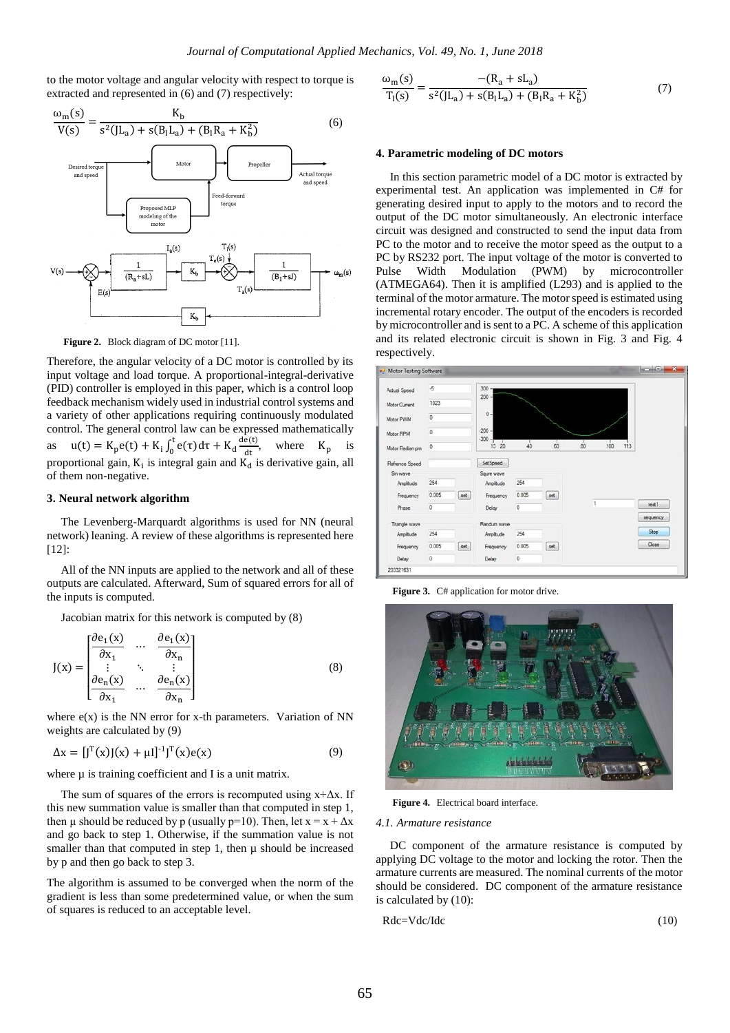to the motor voltage and angular velocity with respect to torque is extracted and represented in (6) and (7) respectively:

$$\frac{\omega_m(s)}{V(s)} = \frac{K_b}{s^2(JL_a) + s(B_l L_a) + (B_l R_a + K_b^2)} \quad (6)$$

**Figure 2.** Block diagram of DC motor [11].

Therefore, the angular velocity of a DC motor is controlled by its input voltage and load torque. A proportional-integral-derivative (PID) controller is employed in this paper, which is a control loop feedback mechanism widely used in industrial control systems and a variety of other applications requiring continuously modulated control. The general control law can be expressed mathematically as $u(t) = K_p e(t) + K_i \int_0^t e(\tau)d\tau + K_d \frac{de(t)}{dt}$, where $K_p$ is proportional gain, $K_i$ is integral gain and $K_d$ is derivative gain, all of them non-negative.

## 3. Neural network algorithm

The Levenberg-Marquardt algorithms is used for NN (neural network) leaning. A review of these algorithms is represented here [12]:

All of the NN inputs are applied to the network and all of these outputs are calculated. Afterward, Sum of squared errors for all of the inputs is computed.

Jacobian matrix for this network is computed by (8)

$$J(x) = \begin{bmatrix} \frac{\partial e_1(x)}{\partial x_1} & \cdots & \frac{\partial e_1(x)}{\partial x_n} \\ \vdots & \ddots & \vdots \\ \frac{\partial e_n(x)}{\partial x_1} & \cdots & \frac{\partial e_n(x)}{\partial x_n} \end{bmatrix} \quad (8)$$

where e(x) is the NN error for x-th parameters. Variation of NN weights are calculated by (9)

$$\Delta x = [J^T(x)J(x) + \mu I]^{-1} J^T(x)e(x) \quad (9)$$

where μ is training coefficient and I is a unit matrix.

The sum of squares of the errors is recomputed using x+Δx. If this new summation value is smaller than that computed in step 1, then μ should be reduced by p (usually p=10). Then, let x = x + Δx and go back to step 1. Otherwise, if the summation value is not smaller than that computed in step 1, then μ should be increased by p and then go back to step 2.

The algorithm is assumed to be converged when the norm of the gradient is less than some predetermined value, or when the sum of squares is reduced to an acceptable level.

$$\frac{\omega_m(s)}{T_l(s)} = \frac{-(R_a + sL_a)}{s^2(JL_a) + s(B_l L_a) + (B_l R_a + K_b^2)} \quad (7)$$

## 4. Parametric modeling of DC motors

In this section parametric model of a DC motor is extracted by experimental test. An application was implemented in C# for generating desired input to apply to the motors and to record the output of the DC motor simultaneously. An electronic interface circuit was designed and constructed to send the input data from PC to the motor and to receive the motor speed as the output to a PC by RS232 port. The input voltage of the motor is converted to Pulse Width Modulation (PWM) by microcontroller (ATMEGA64). Then it is amplified (L293) and is applied to the terminal of the motor armature. The motor speed is estimated using incremental rotary encoder. The output of the encoders is recorded by microcontroller and is sent to a PC. A scheme of this application and its related electronic circuit is shown in Fig. 3 and Fig. 4 respectively.

**Figure 3.** C# application for motor drive.

**Figure 4.** Electrical board interface.

### 4.1. Armature resistance

DC component of the armature resistance is computed by applying DC voltage to the motor and locking the rotor. Then the armature currents are measured. The nominal currents of the motor should be considered. DC component of the armature resistance is calculated by (10):

Rdc=Vdc/Idc (10)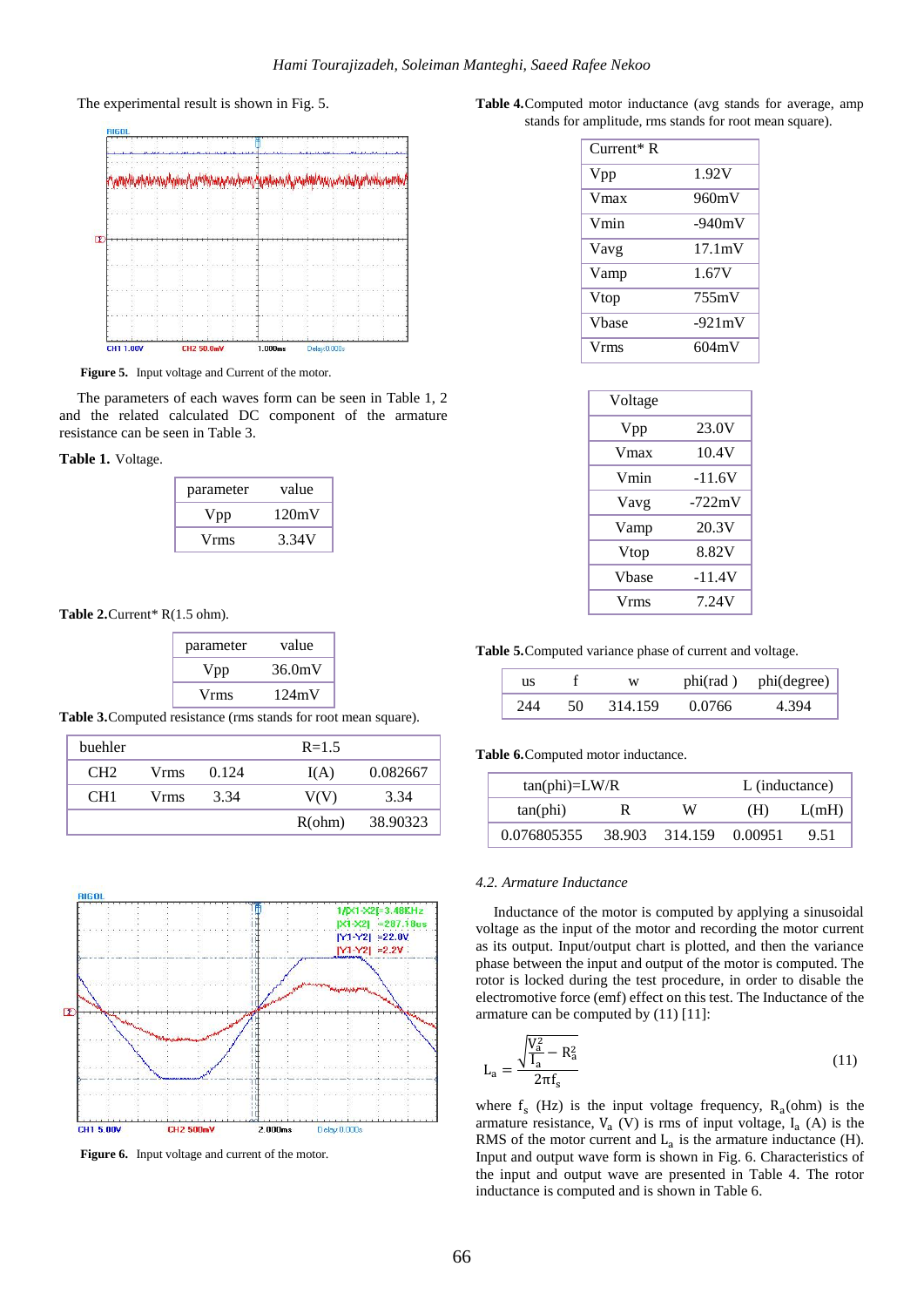The experimental result is shown in Fig. 5.

**Figure 5.** Input voltage and Current of the motor.

The parameters of each waves form can be seen in Table 1, 2 and the related calculated DC component of the armature resistance can be seen in Table 3.

**Table 1.** Voltage.

| parameter | value |
|---|---|
| Vpp | 120mV |
| Vrms | 3.34V |

**Table 2.**Current* R(1.5 ohm).

| parameter | value |
|---|---|
| Vpp | 36.0mV |
| Vrms | 124mV |

**Table 3.**Computed resistance (rms stands for root mean square).

| buehler | | | R=1.5 | |
|---|---|---|---|---|
| CH2 | Vrms | 0.124 | I(A) | 0.082667 |
| CH1 | Vrms | 3.34 | V(V) | 3.34 |
| | | | R(ohm) | 38.90323 |

**Figure 6.** Input voltage and current of the motor.

**Table 4.**Computed motor inductance (avg stands for average, amp stands for amplitude, rms stands for root mean square).

| Current* R | |
|---|---|
| Vpp | 1.92V |
| Vmax | 960mV |
| Vmin | -940mV |
| Vavg | 17.1mV |
| Vamp | 1.67V |
| Vtop | 755mV |
| Vbase | -921mV |
| Vrms | 604mV |

| Voltage | |
|---|---|
| Vpp | 23.0V |
| Vmax | 10.4V |
| Vmin | -11.6V |
| Vavg | -722mV |
| Vamp | 20.3V |
| Vtop | 8.82V |
| Vbase | -11.4V |
| Vrms | 7.24V |

**Table 5.**Computed variance phase of current and voltage.

| us | f | w | phi(rad ) | phi(degree) |
|---|---|---|---|---|
| 244 | 50 | 314.159 | 0.0766 | 4.394 |

**Table 6.**Computed motor inductance.

| tan(phi)=LW/R | | | L (inductance) | |
|---|---|---|---|---|
| tan(phi) | R | W | (H) | L(mH) |
| 0.076805355 | 38.903 | 314.159 | 0.00951 | 9.51 |

### *4.2. Armature Inductance*

Inductance of the motor is computed by applying a sinusoidal voltage as the input of the motor and recording the motor current as its output. Input/output chart is plotted, and then the variance phase between the input and output of the motor is computed. The rotor is locked during the test procedure, in order to disable the electromotive force (emf) effect on this test. The Inductance of the armature can be computed by (11) [11]:

$$L_a = \frac{\sqrt{\frac{V_a^2}{I_a} - R_a^2}}{2\pi f_s} \tag{11}$$

where $f_s$ (Hz) is the input voltage frequency, $R_a$(ohm) is the armature resistance, $V_a$ (V) is rms of input voltage, $I_a$ (A) is the RMS of the motor current and $L_a$ is the armature inductance (H). Input and output wave form is shown in Fig. 6. Characteristics of the input and output wave are presented in Table 4. The rotor inductance is computed and is shown in Table 6.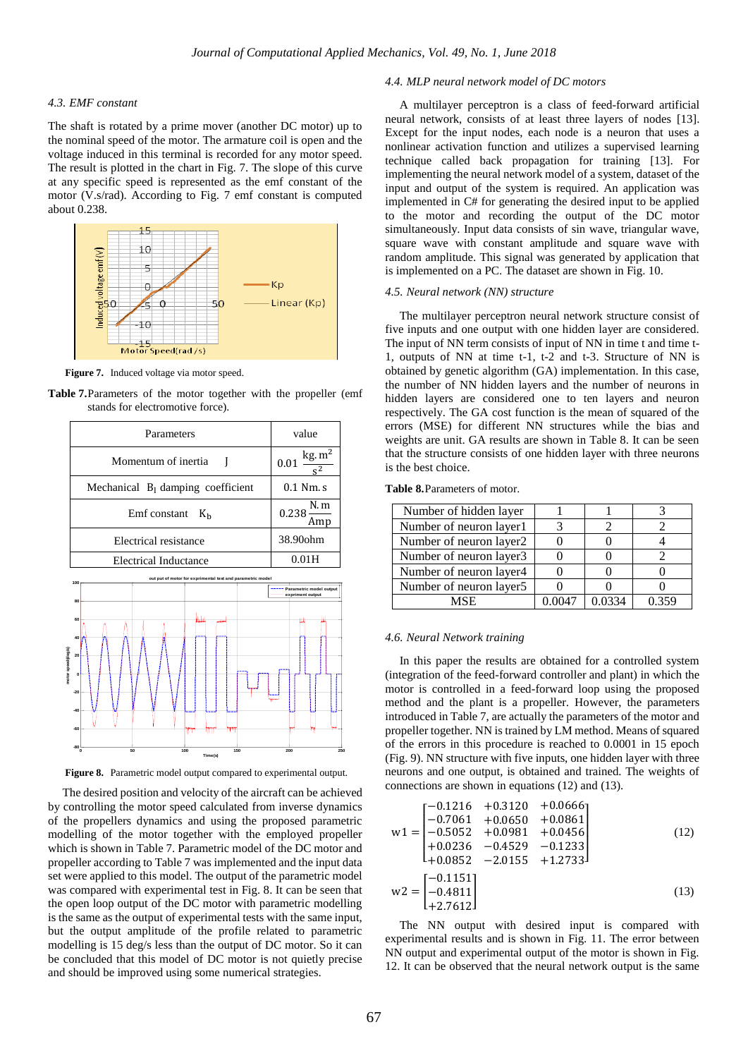### 4.3. EMF constant

The shaft is rotated by a prime mover (another DC motor) up to the nominal speed of the motor. The armature coil is open and the voltage induced in this terminal is recorded for any motor speed. The result is plotted in the chart in Fig. 7. The slope of this curve at any specific speed is represented as the emf constant of the motor (V.s/rad). According to Fig. 7 emf constant is computed about 0.238.

**Figure 7.** Induced voltage via motor speed.

**Table 7.** Parameters of the motor together with the propeller (emf stands for electromotive force).

| Parameters | value |
|---|---|
| Momentum of inertia $J$ | $0.01\ \frac{kg.m^2}{s^2}$ |
| Mechanical $B_l$ damping coefficient | 0.1 Nm.s |
| Emf constant $K_b$ | $0.238\ \frac{N.m}{Amp}$ |
| Electrical resistance | 38.90ohm |
| Electrical Inductance | 0.01H |

**Figure 8.** Parametric model output compared to experimental output.

The desired position and velocity of the aircraft can be achieved by controlling the motor speed calculated from inverse dynamics of the propellers dynamics and using the proposed parametric modelling of the motor together with the employed propeller which is shown in Table 7. Parametric model of the DC motor and propeller according to Table 7 was implemented and the input data set were applied to this model. The output of the parametric model was compared with experimental test in Fig. 8. It can be seen that the open loop output of the DC motor with parametric modelling is the same as the output of experimental tests with the same input, but the output amplitude of the profile related to parametric modelling is 15 deg/s less than the output of DC motor. So it can be concluded that this model of DC motor is not quietly precise and should be improved using some numerical strategies.

### 4.4. MLP neural network model of DC motors

A multilayer perceptron is a class of feed-forward artificial neural network, consists of at least three layers of nodes [13]. Except for the input nodes, each node is a neuron that uses a nonlinear activation function and utilizes a supervised learning technique called back propagation for training [13]. For implementing the neural network model of a system, dataset of the input and output of the system is required. An application was implemented in C# for generating the desired input to be applied to the motor and recording the output of the DC motor simultaneously. Input data consists of sin wave, triangular wave, square wave with constant amplitude and square wave with random amplitude. This signal was generated by application that is implemented on a PC. The dataset are shown in Fig. 10.

### 4.5. Neural network (NN) structure

The multilayer perceptron neural network structure consist of five inputs and one output with one hidden layer are considered. The input of NN term consists of input of NN at time t and time t-1, outputs of NN at time t-1, t-2 and t-3. Structure of NN is obtained by genetic algorithm (GA) implementation. In this case, the number of NN hidden layers and the number of neurons in hidden layers are considered one to ten layers and neuron respectively. The GA cost function is the mean of squared of the errors (MSE) for different NN structures while the bias and weights are unit. GA results are shown in Table 8. It can be seen that the structure consists of one hidden layer with three neurons is the best choice.

**Table 8.** Parameters of motor.

| Number of hidden layer | 1 | 1 | 3 |
|---|---|---|---|
| Number of neuron layer1 | 3 | 2 | 2 |
| Number of neuron layer2 | 0 | 0 | 4 |
| Number of neuron layer3 | 0 | 0 | 2 |
| Number of neuron layer4 | 0 | 0 | 0 |
| Number of neuron layer5 | 0 | 0 | 0 |
| MSE | 0.0047 | 0.0334 | 0.359 |

### 4.6. Neural Network training

In this paper the results are obtained for a controlled system (integration of the feed-forward controller and plant) in which the motor is controlled in a feed-forward loop using the proposed method and the plant is a propeller. However, the parameters introduced in Table 7, are actually the parameters of the motor and propeller together. NN is trained by LM method. Means of squared of the errors in this procedure is reached to 0.0001 in 15 epoch (Fig. 9). NN structure with five inputs, one hidden layer with three neurons and one output, is obtained and trained. The weights of connections are shown in equations (12) and (13).

$$w1 = \begin{bmatrix} -0.1216 & +0.3120 & +0.0666 \\ -0.7061 & +0.0650 & +0.0861 \\ -0.5052 & +0.0981 & +0.0456 \\ +0.0236 & -0.4529 & -0.1233 \\ +0.0852 & -2.0155 & +1.2733 \end{bmatrix} \quad (12)$$

$$w2 = \begin{bmatrix} -0.1151 \\ -0.4811 \\ +2.7612 \end{bmatrix} \quad (13)$$

The NN output with desired input is compared with experimental results and is shown in Fig. 11. The error between NN output and experimental output of the motor is shown in Fig. 12. It can be observed that the neural network output is the same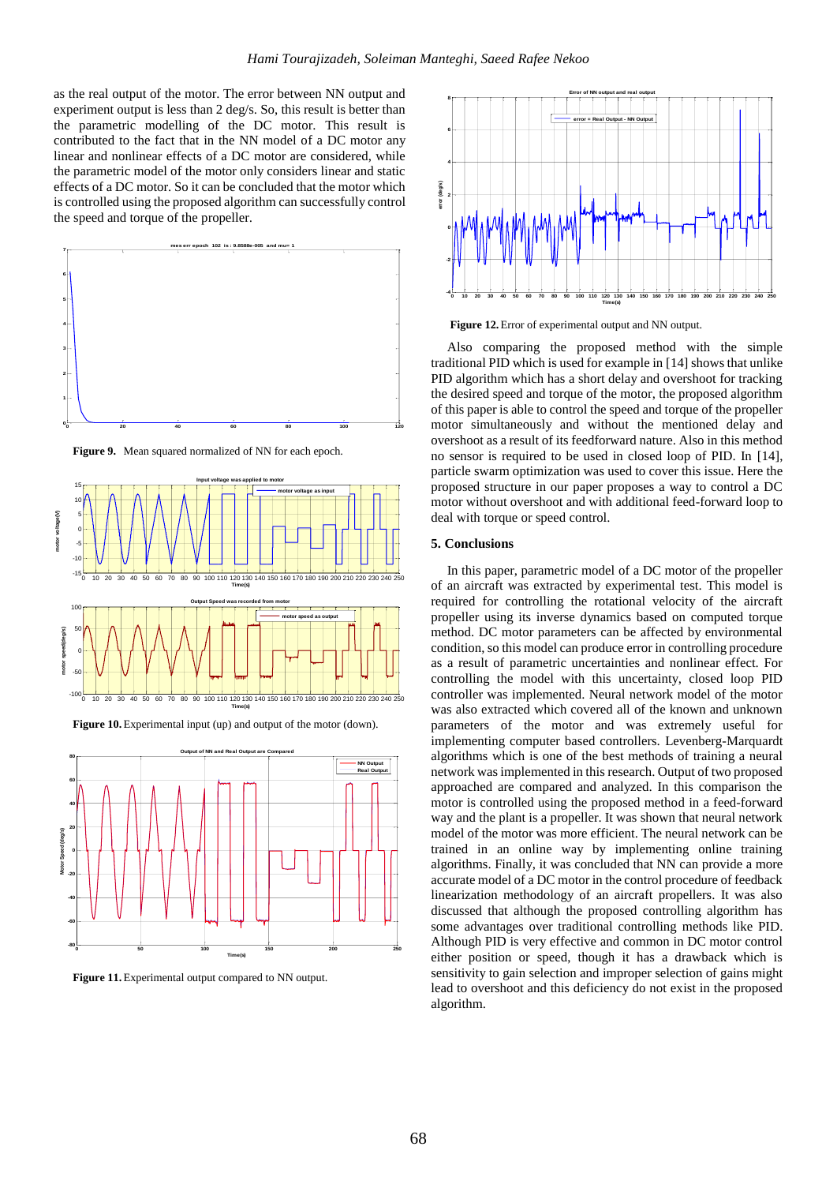as the real output of the motor. The error between NN output and experiment output is less than 2 deg/s. So, this result is better than the parametric modelling of the DC motor. This result is contributed to the fact that in the NN model of a DC motor any linear and nonlinear effects of a DC motor are considered, while the parametric model of the motor only considers linear and static effects of a DC motor. So it can be concluded that the motor which is controlled using the proposed algorithm can successfully control the speed and torque of the propeller.

**Figure 9.** Mean squared normalized of NN for each epoch.

**Figure 10.** Experimental input (up) and output of the motor (down).

**Figure 11.** Experimental output compared to NN output.

**Figure 12.** Error of experimental output and NN output.

Also comparing the proposed method with the simple traditional PID which is used for example in [14] shows that unlike PID algorithm which has a short delay and overshoot for tracking the desired speed and torque of the motor, the proposed algorithm of this paper is able to control the speed and torque of the propeller motor simultaneously and without the mentioned delay and overshoot as a result of its feedforward nature. Also in this method no sensor is required to be used in closed loop of PID. In [14], particle swarm optimization was used to cover this issue. Here the proposed structure in our paper proposes a way to control a DC motor without overshoot and with additional feed-forward loop to deal with torque or speed control.

## 5. Conclusions

In this paper, parametric model of a DC motor of the propeller of an aircraft was extracted by experimental test. This model is required for controlling the rotational velocity of the aircraft propeller using its inverse dynamics based on computed torque method. DC motor parameters can be affected by environmental condition, so this model can produce error in controlling procedure as a result of parametric uncertainties and nonlinear effect. For controlling the model with this uncertainty, closed loop PID controller was implemented. Neural network model of the motor was also extracted which covered all of the known and unknown parameters of the motor and was extremely useful for implementing computer based controllers. Levenberg-Marquardt algorithms which is one of the best methods of training a neural network was implemented in this research. Output of two proposed approached are compared and analyzed. In this comparison the motor is controlled using the proposed method in a feed-forward way and the plant is a propeller. It was shown that neural network model of the motor was more efficient. The neural network can be trained in an online way by implementing online training algorithms. Finally, it was concluded that NN can provide a more accurate model of a DC motor in the control procedure of feedback linearization methodology of an aircraft propellers. It was also discussed that although the proposed controlling algorithm has some advantages over traditional controlling methods like PID. Although PID is very effective and common in DC motor control either position or speed, though it has a drawback which is sensitivity to gain selection and improper selection of gains might lead to overshoot and this deficiency do not exist in the proposed algorithm.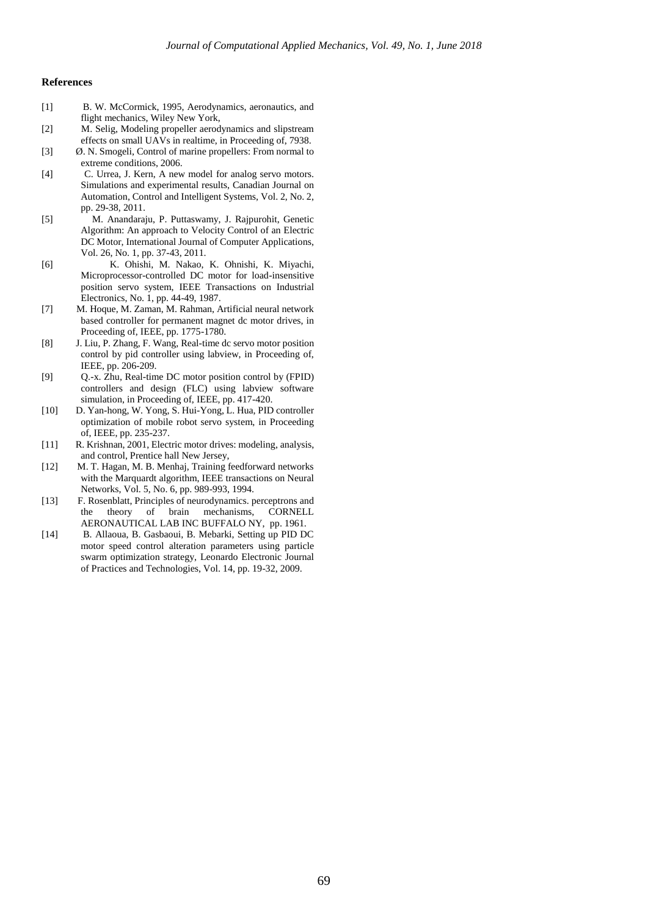# References

[1] B. W. McCormick, 1995, Aerodynamics, aeronautics, and flight mechanics, Wiley New York,

[2] M. Selig, Modeling propeller aerodynamics and slipstream effects on small UAVs in realtime, in Proceeding of, 7938.

[3] Ø. N. Smogeli, Control of marine propellers: From normal to extreme conditions, 2006.

[4] C. Urrea, J. Kern, A new model for analog servo motors. Simulations and experimental results, Canadian Journal on Automation, Control and Intelligent Systems, Vol. 2, No. 2, pp. 29-38, 2011.

[5] M. Anandaraju, P. Puttaswamy, J. Rajpurohit, Genetic Algorithm: An approach to Velocity Control of an Electric DC Motor, International Journal of Computer Applications, Vol. 26, No. 1, pp. 37-43, 2011.

[6] K. Ohishi, M. Nakao, K. Ohnishi, K. Miyachi, Microprocessor-controlled DC motor for load-insensitive position servo system, IEEE Transactions on Industrial Electronics, No. 1, pp. 44-49, 1987.

[7] M. Hoque, M. Zaman, M. Rahman, Artificial neural network based controller for permanent magnet dc motor drives, in Proceeding of, IEEE, pp. 1775-1780.

[8] J. Liu, P. Zhang, F. Wang, Real-time dc servo motor position control by pid controller using labview, in Proceeding of, IEEE, pp. 206-209.

[9] Q.-x. Zhu, Real-time DC motor position control by (FPID) controllers and design (FLC) using labview software simulation, in Proceeding of, IEEE, pp. 417-420.

[10] D. Yan-hong, W. Yong, S. Hui-Yong, L. Hua, PID controller optimization of mobile robot servo system, in Proceeding of, IEEE, pp. 235-237.

[11] R. Krishnan, 2001, Electric motor drives: modeling, analysis, and control, Prentice hall New Jersey,

[12] M. T. Hagan, M. B. Menhaj, Training feedforward networks with the Marquardt algorithm, IEEE transactions on Neural Networks, Vol. 5, No. 6, pp. 989-993, 1994.

[13] F. Rosenblatt, Principles of neurodynamics. perceptrons and the theory of brain mechanisms, CORNELL AERONAUTICAL LAB INC BUFFALO NY, pp. 1961.

[14] B. Allaoua, B. Gasbaoui, B. Mebarki, Setting up PID DC motor speed control alteration parameters using particle swarm optimization strategy, Leonardo Electronic Journal of Practices and Technologies, Vol. 14, pp. 19-32, 2009.